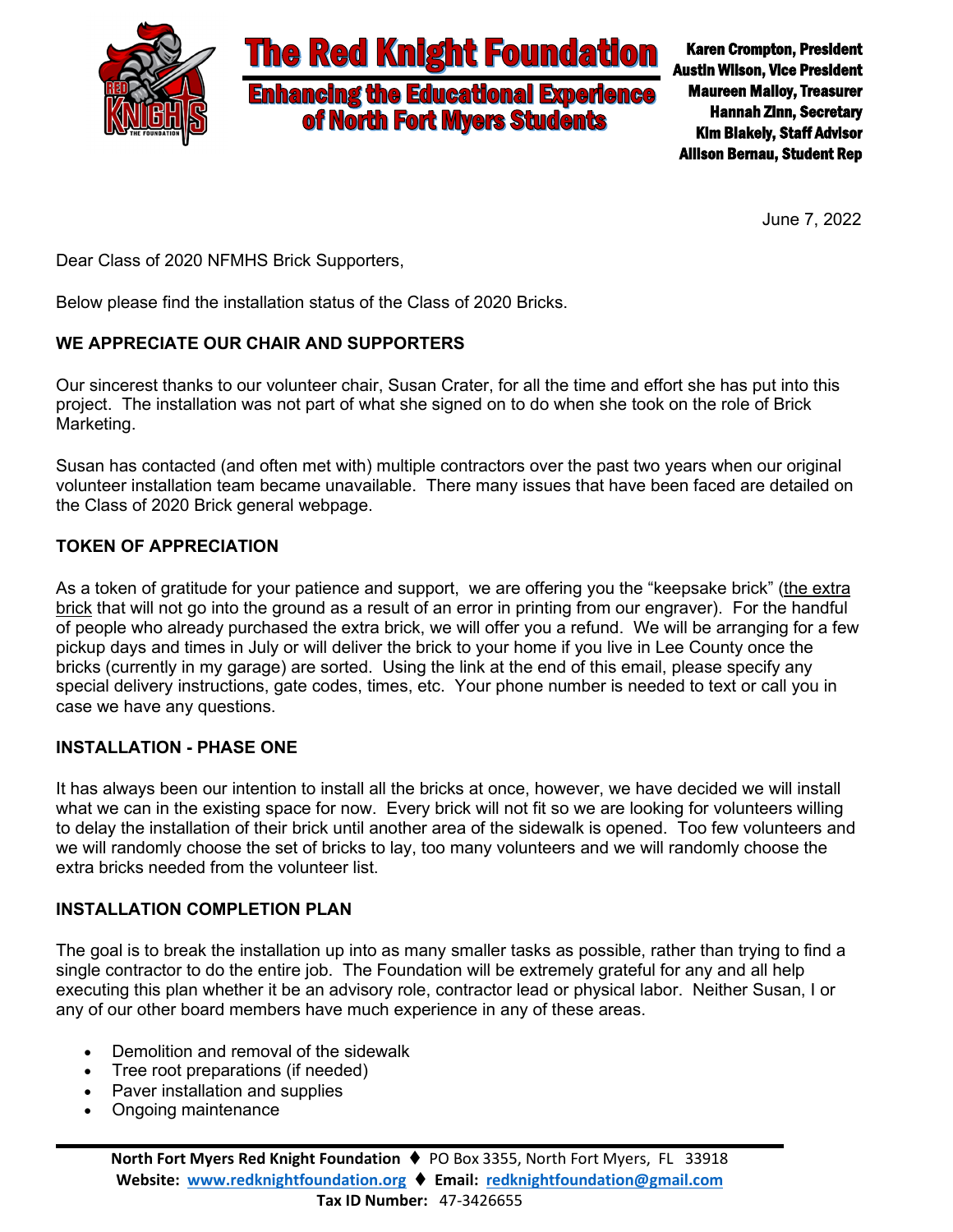# The Red Knight Foundation

**Enhancing the Educational Experience of North Fort Myers Students**

**Karen Crompton, President**
**Austin Wilson, Vice President**
**Maureen Malloy, Treasurer**
**Hannah Zinn, Secretary**
**Kim Blakely, Staff Advisor**
**Allison Bernau, Student Rep**

June 7, 2022

Dear Class of 2020 NFMHS Brick Supporters,

Below please find the installation status of the Class of 2020 Bricks.

**WE APPRECIATE OUR CHAIR AND SUPPORTERS**

Our sincerest thanks to our volunteer chair, Susan Crater, for all the time and effort she has put into this project. The installation was not part of what she signed on to do when she took on the role of Brick Marketing.

Susan has contacted (and often met with) multiple contractors over the past two years when our original volunteer installation team became unavailable. There many issues that have been faced are detailed on the Class of 2020 Brick general webpage.

**TOKEN OF APPRECIATION**

As a token of gratitude for your patience and support, we are offering you the "keepsake brick" (the extra brick that will not go into the ground as a result of an error in printing from our engraver). For the handful of people who already purchased the extra brick, we will offer you a refund. We will be arranging for a few pickup days and times in July or will deliver the brick to your home if you live in Lee County once the bricks (currently in my garage) are sorted. Using the link at the end of this email, please specify any special delivery instructions, gate codes, times, etc. Your phone number is needed to text or call you in case we have any questions.

**INSTALLATION - PHASE ONE**

It has always been our intention to install all the bricks at once, however, we have decided we will install what we can in the existing space for now. Every brick will not fit so we are looking for volunteers willing to delay the installation of their brick until another area of the sidewalk is opened. Too few volunteers and we will randomly choose the set of bricks to lay, too many volunteers and we will randomly choose the extra bricks needed from the volunteer list.

**INSTALLATION COMPLETION PLAN**

The goal is to break the installation up into as many smaller tasks as possible, rather than trying to find a single contractor to do the entire job. The Foundation will be extremely grateful for any and all help executing this plan whether it be an advisory role, contractor lead or physical labor. Neither Susan, I or any of our other board members have much experience in any of these areas.

- Demolition and removal of the sidewalk
- Tree root preparations (if needed)
- Paver installation and supplies
- Ongoing maintenance

**North Fort Myers Red Knight Foundation** ♦ PO Box 3355, North Fort Myers, FL 33918
**Website:** www.redknightfoundation.org ♦ **Email:** redknightfoundation@gmail.com
**Tax ID Number:** 47-3426655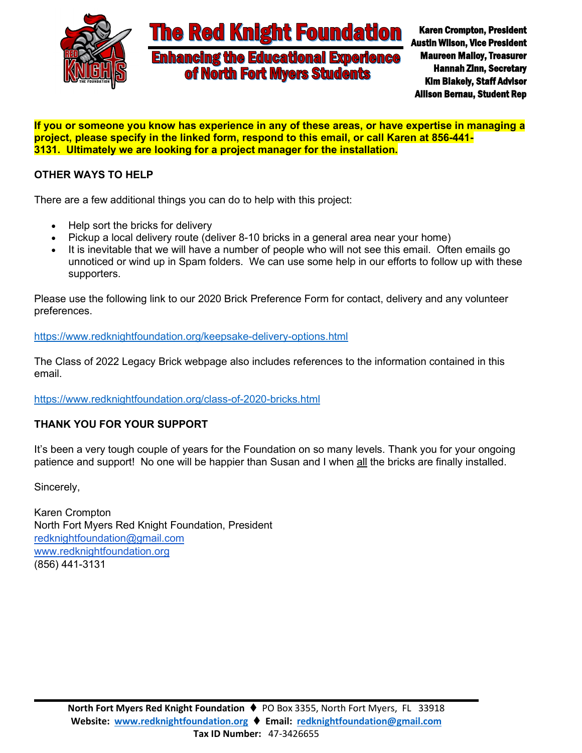# The Red Knight Foundation

**Enhancing the Educational Experience of North Fort Myers Students**

**Karen Crompton, President**
**Austin Wilson, Vice President**
**Maureen Malloy, Treasurer**
**Hannah Zinn, Secretary**
**Kim Blakely, Staff Advisor**
**Allison Bernau, Student Rep**

**If you or someone you know has experience in any of these areas, or have expertise in managing a project, please specify in the linked form, respond to this email, or call Karen at 856-441-3131. Ultimately we are looking for a project manager for the installation.**

**OTHER WAYS TO HELP**

There are a few additional things you can do to help with this project:

- Help sort the bricks for delivery
- Pickup a local delivery route (deliver 8-10 bricks in a general area near your home)
- It is inevitable that we will have a number of people who will not see this email. Often emails go unnoticed or wind up in Spam folders. We can use some help in our efforts to follow up with these supporters.

Please use the following link to our 2020 Brick Preference Form for contact, delivery and any volunteer preferences.

https://www.redknightfoundation.org/keepsake-delivery-options.html

The Class of 2022 Legacy Brick webpage also includes references to the information contained in this email.

https://www.redknightfoundation.org/class-of-2020-bricks.html

**THANK YOU FOR YOUR SUPPORT**

It's been a very tough couple of years for the Foundation on so many levels. Thank you for your ongoing patience and support! No one will be happier than Susan and I when all the bricks are finally installed.

Sincerely,

Karen Crompton
North Fort Myers Red Knight Foundation, President
redknightfoundation@gmail.com
www.redknightfoundation.org
(856) 441-3131

**North Fort Myers Red Knight Foundation** ♦ PO Box 3355, North Fort Myers, FL 33918
**Website:** www.redknightfoundation.org ♦ **Email:** redknightfoundation@gmail.com
**Tax ID Number:** 47-3426655